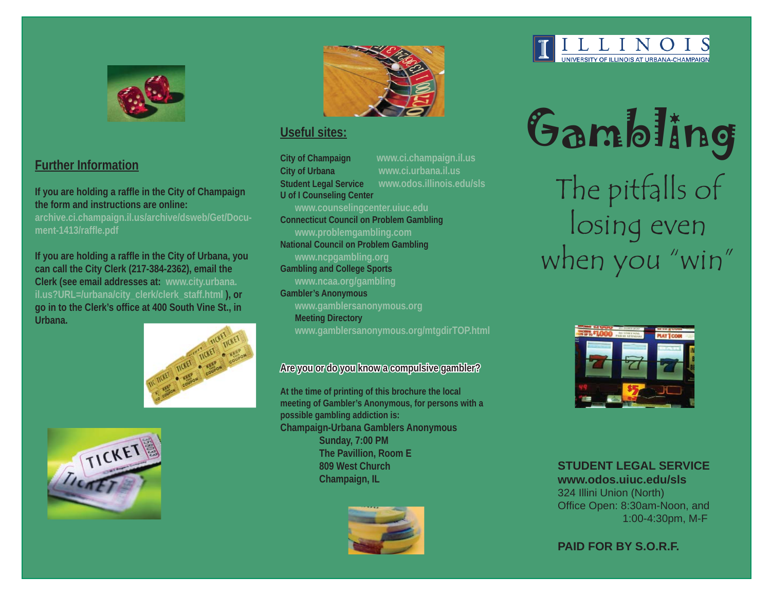## Further Information

**If you are holding a raffle in the City of Champaign the form and instructions are online:** archive.ci.champaign.il.us/archive/dsweb/Get/Document-1413/raffle.pdf

**If you are holding a raffle in the City of Urbana, you can call the City Clerk (217-384-2362), email the Clerk (see email addresses at:** www.city.urbana.il.us?URL=/urbana/city_clerk/clerk_staff.html **), or go in to the Clerk's office at 400 South Vine St., in Urbana.**

## Useful sites:

**City of Champaign** www.ci.champaign.il.us
**City of Urbana** www.ci.urbana.il.us
**Student Legal Service** www.odos.illinois.edu/sls
**U of I Counseling Center**
www.counselingcenter.uiuc.edu
**Connecticut Council on Problem Gambling**
www.problemgambling.com
**National Council on Problem Gambling**
www.ncpgambling.org
**Gambling and College Sports**
www.ncaa.org/gambling
**Gambler's Anonymous**
www.gamblersanonymous.org
**Meeting Directory**
www.gamblersanonymous.org/mtgdirTOP.html

### Are you or do you know a compulsive gambler?

**At the time of printing of this brochure the local meeting of Gambler's Anonymous, for persons with a possible gambling addiction is:**

**Champaign-Urbana Gamblers Anonymous**
**Sunday, 7:00 PM**
**The Pavillion, Room E**
**809 West Church**
**Champaign, IL**

ILLINOIS
UNIVERSITY OF ILLINOIS AT URBANA-CHAMPAIGN

# Gambling

## The pitfalls of losing even when you "win"

**STUDENT LEGAL SERVICE**
**www.odos.uiuc.edu/sls**
324 Illini Union (North)
Office Open: 8:30am-Noon, and 1:00-4:30pm, M-F

**PAID FOR BY S.O.R.F.**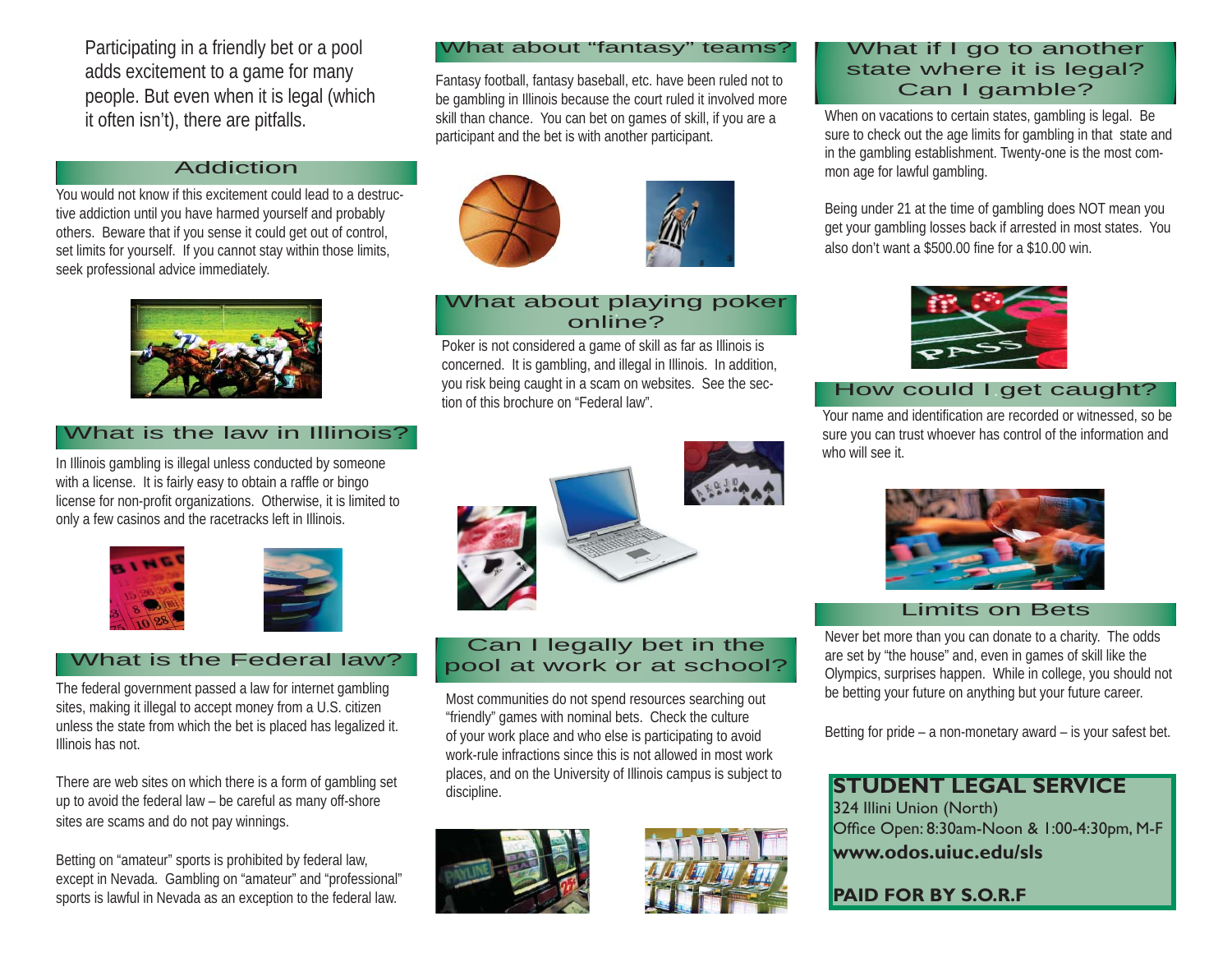Participating in a friendly bet or a pool adds excitement to a game for many people. But even when it is legal (which it often isn't), there are pitfalls.

## Addiction

You would not know if this excitement could lead to a destructive addiction until you have harmed yourself and probably others. Beware that if you sense it could get out of control, set limits for yourself. If you cannot stay within those limits, seek professional advice immediately.

## What is the law in Illinois?

In Illinois gambling is illegal unless conducted by someone with a license. It is fairly easy to obtain a raffle or bingo license for non-profit organizations. Otherwise, it is limited to only a few casinos and the racetracks left in Illinois.

## What is the Federal law?

The federal government passed a law for internet gambling sites, making it illegal to accept money from a U.S. citizen unless the state from which the bet is placed has legalized it. Illinois has not.

There are web sites on which there is a form of gambling set up to avoid the federal law – be careful as many off-shore sites are scams and do not pay winnings.

Betting on "amateur" sports is prohibited by federal law, except in Nevada. Gambling on "amateur" and "professional" sports is lawful in Nevada as an exception to the federal law.

## What about "fantasy" teams?

Fantasy football, fantasy baseball, etc. have been ruled not to be gambling in Illinois because the court ruled it involved more skill than chance. You can bet on games of skill, if you are a participant and the bet is with another participant.

## What about playing poker online?

Poker is not considered a game of skill as far as Illinois is concerned. It is gambling, and illegal in Illinois. In addition, you risk being caught in a scam on websites. See the section of this brochure on "Federal law".

## Can I legally bet in the pool at work or at school?

Most communities do not spend resources searching out "friendly" games with nominal bets. Check the culture of your work place and who else is participating to avoid work-rule infractions since this is not allowed in most work places, and on the University of Illinois campus is subject to discipline.

## What if I go to another state where it is legal? Can I gamble?

When on vacations to certain states, gambling is legal. Be sure to check out the age limits for gambling in that state and in the gambling establishment. Twenty-one is the most common age for lawful gambling.

Being under 21 at the time of gambling does NOT mean you get your gambling losses back if arrested in most states. You also don't want a $500.00 fine for a $10.00 win.

## How could I get caught?

Your name and identification are recorded or witnessed, so be sure you can trust whoever has control of the information and who will see it.

## Limits on Bets

Never bet more than you can donate to a charity. The odds are set by "the house" and, even in games of skill like the Olympics, surprises happen. While in college, you should not be betting your future on anything but your future career.

Betting for pride – a non-monetary award – is your safest bet.

**STUDENT LEGAL SERVICE**
324 Illini Union (North)
Office Open: 8:30am-Noon & 1:00-4:30pm, M-F
**www.odos.uiuc.edu/sls**

**PAID FOR BY S.O.R.F**